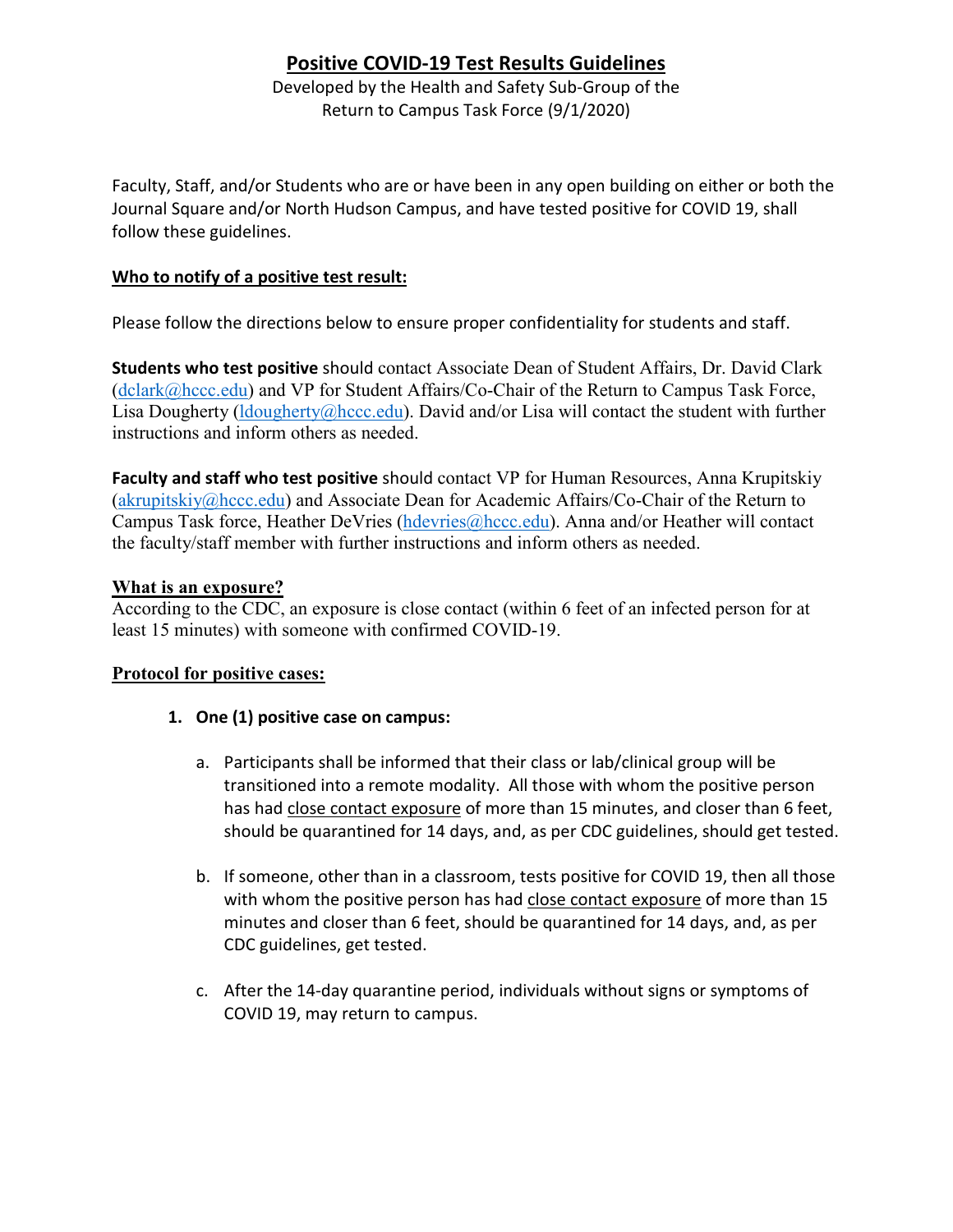# Positive COVID-19 Test Results Guidelines

Developed by the Health and Safety Sub-Group of the
Return to Campus Task Force (9/1/2020)

Faculty, Staff, and/or Students who are or have been in any open building on either or both the Journal Square and/or North Hudson Campus, and have tested positive for COVID 19, shall follow these guidelines.

## Who to notify of a positive test result:

Please follow the directions below to ensure proper confidentiality for students and staff.

**Students who test positive** should contact Associate Dean of Student Affairs, Dr. David Clark (dclark@hccc.edu) and VP for Student Affairs/Co-Chair of the Return to Campus Task Force, Lisa Dougherty (ldougherty@hccc.edu). David and/or Lisa will contact the student with further instructions and inform others as needed.

**Faculty and staff who test positive** should contact VP for Human Resources, Anna Krupitskiy (akrupitskiy@hccc.edu) and Associate Dean for Academic Affairs/Co-Chair of the Return to Campus Task force, Heather DeVries (hdevries@hccc.edu). Anna and/or Heather will contact the faculty/staff member with further instructions and inform others as needed.

## What is an exposure?

According to the CDC, an exposure is close contact (within 6 feet of an infected person for at least 15 minutes) with someone with confirmed COVID-19.

## Protocol for positive cases:

1. **One (1) positive case on campus:**

   a. Participants shall be informed that their class or lab/clinical group will be transitioned into a remote modality. All those with whom the positive person has had close contact exposure of more than 15 minutes, and closer than 6 feet, should be quarantined for 14 days, and, as per CDC guidelines, should get tested.

   b. If someone, other than in a classroom, tests positive for COVID 19, then all those with whom the positive person has had close contact exposure of more than 15 minutes and closer than 6 feet, should be quarantined for 14 days, and, as per CDC guidelines, get tested.

   c. After the 14-day quarantine period, individuals without signs or symptoms of COVID 19, may return to campus.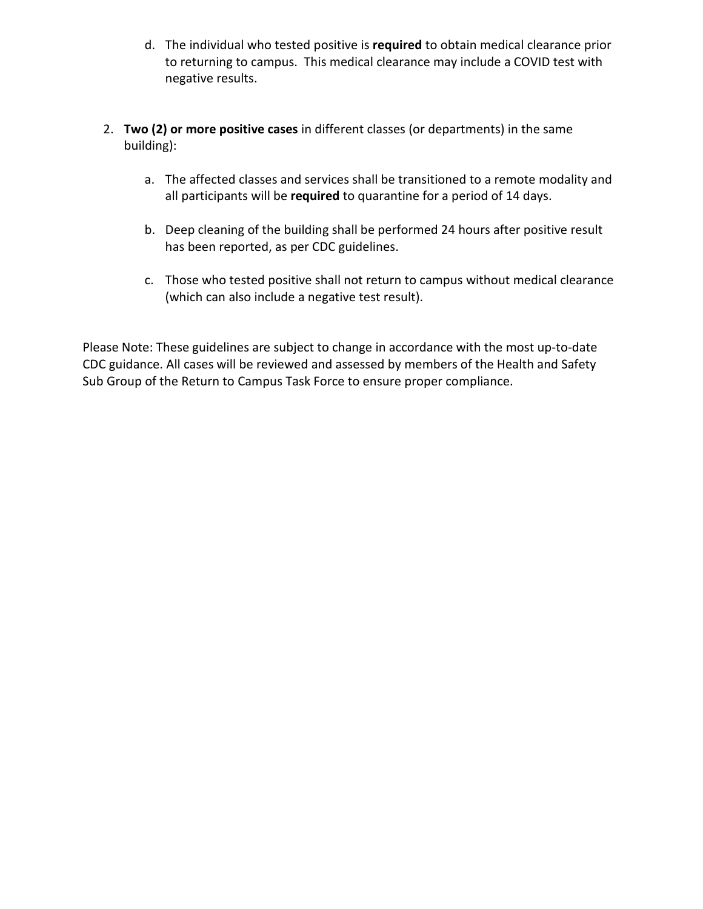d. The individual who tested positive is **required** to obtain medical clearance prior to returning to campus. This medical clearance may include a COVID test with negative results.

2. **Two (2) or more positive cases** in different classes (or departments) in the same building):

    a. The affected classes and services shall be transitioned to a remote modality and all participants will be **required** to quarantine for a period of 14 days.

    b. Deep cleaning of the building shall be performed 24 hours after positive result has been reported, as per CDC guidelines.

    c. Those who tested positive shall not return to campus without medical clearance (which can also include a negative test result).

Please Note: These guidelines are subject to change in accordance with the most up-to-date CDC guidance. All cases will be reviewed and assessed by members of the Health and Safety Sub Group of the Return to Campus Task Force to ensure proper compliance.